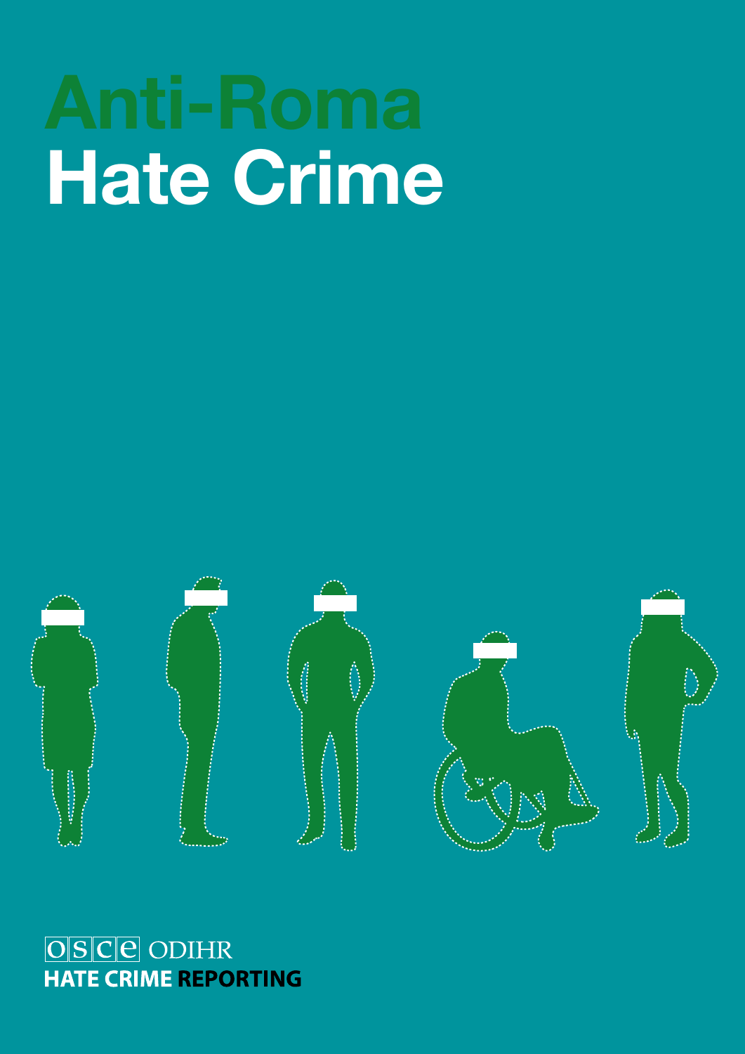# Anti-Roma Hate Crime

OSCE ODIHR

HATE CRIME REPORTING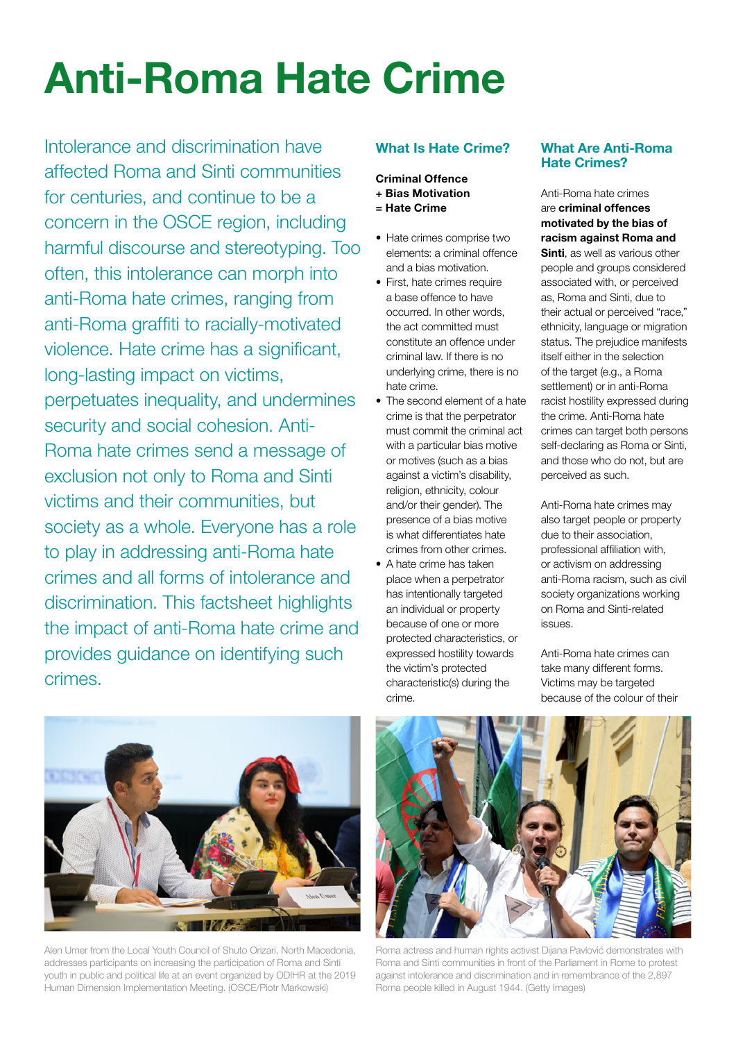# Anti-Roma Hate Crime

Intolerance and discrimination have affected Roma and Sinti communities for centuries, and continue to be a concern in the OSCE region, including harmful discourse and stereotyping. Too often, this intolerance can morph into anti-Roma hate crimes, ranging from anti-Roma graffiti to racially-motivated violence. Hate crime has a significant, long-lasting impact on victims, perpetuates inequality, and undermines security and social cohesion. Anti-Roma hate crimes send a message of exclusion not only to Roma and Sinti victims and their communities, but society as a whole. Everyone has a role to play in addressing anti-Roma hate crimes and all forms of intolerance and discrimination. This factsheet highlights the impact of anti-Roma hate crime and provides guidance on identifying such crimes.

## What Is Hate Crime?

**Criminal Offence**
**+ Bias Motivation**
**= Hate Crime**

- Hate crimes comprise two elements: a criminal offence and a bias motivation.
- First, hate crimes require a base offence to have occurred. In other words, the act committed must constitute an offence under criminal law. If there is no underlying crime, there is no hate crime.
- The second element of a hate crime is that the perpetrator must commit the criminal act with a particular bias motive or motives (such as a bias against a victim's disability, religion, ethnicity, colour and/or their gender). The presence of a bias motive is what differentiates hate crimes from other crimes.
- A hate crime has taken place when a perpetrator has intentionally targeted an individual or property because of one or more protected characteristics, or expressed hostility towards the victim's protected characteristic(s) during the crime.

## What Are Anti-Roma Hate Crimes?

Anti-Roma hate crimes are **criminal offences motivated by the bias of racism against Roma and Sinti**, as well as various other people and groups considered associated with, or perceived as, Roma and Sinti, due to their actual or perceived "race," ethnicity, language or migration status. The prejudice manifests itself either in the selection of the target (e.g., a Roma settlement) or in anti-Roma racist hostility expressed during the crime. Anti-Roma hate crimes can target both persons self-declaring as Roma or Sinti, and those who do not, but are perceived as such.

Anti-Roma hate crimes may also target people or property due to their association, professional affiliation with, or activism on addressing anti-Roma racism, such as civil society organizations working on Roma and Sinti-related issues.

Anti-Roma hate crimes can take many different forms. Victims may be targeted because of the colour of their

Alen Umer from the Local Youth Council of Shuto Orizari, North Macedonia, addresses participants on increasing the participation of Roma and Sinti youth in public and political life at an event organized by ODIHR at the 2019 Human Dimension Implementation Meeting. (OSCE/Piotr Markowski)

Roma actress and human rights activist Dijana Pavlović demonstrates with Roma and Sinti communities in front of the Parliament in Rome to protest against intolerance and discrimination and in remembrance of the 2,897 Roma people killed in August 1944. (Getty Images)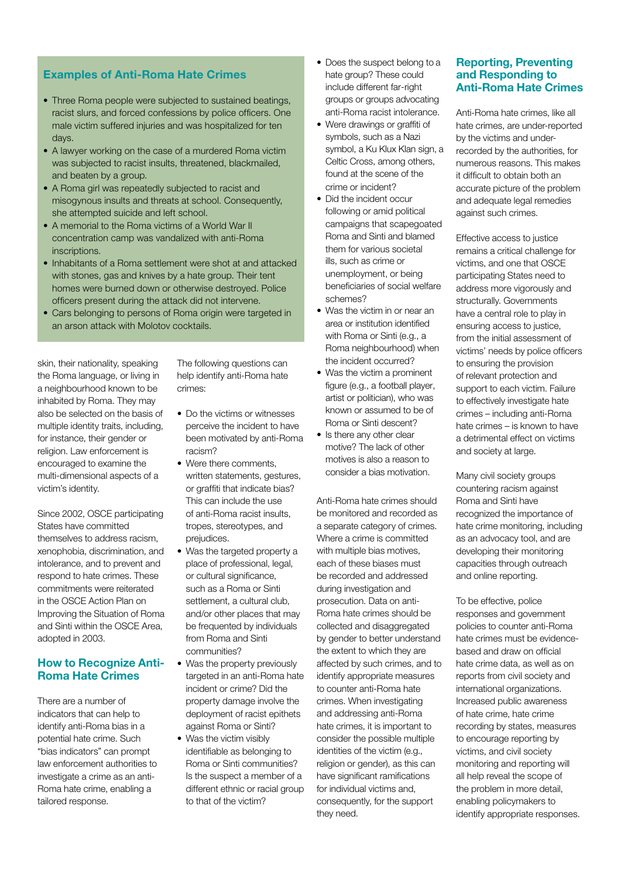## Examples of Anti-Roma Hate Crimes

- Three Roma people were subjected to sustained beatings, racist slurs, and forced confessions by police officers. One male victim suffered injuries and was hospitalized for ten days.
- A lawyer working on the case of a murdered Roma victim was subjected to racist insults, threatened, blackmailed, and beaten by a group.
- A Roma girl was repeatedly subjected to racist and misogynous insults and threats at school. Consequently, she attempted suicide and left school.
- A memorial to the Roma victims of a World War II concentration camp was vandalized with anti-Roma inscriptions.
- Inhabitants of a Roma settlement were shot at and attacked with stones, gas and knives by a hate group. Their tent homes were burned down or otherwise destroyed. Police officers present during the attack did not intervene.
- Cars belonging to persons of Roma origin were targeted in an arson attack with Molotov cocktails.

skin, their nationality, speaking the Roma language, or living in a neighbourhood known to be inhabited by Roma. They may also be selected on the basis of multiple identity traits, including, for instance, their gender or religion. Law enforcement is encouraged to examine the multi-dimensional aspects of a victim's identity.

Since 2002, OSCE participating States have committed themselves to address racism, xenophobia, discrimination, and intolerance, and to prevent and respond to hate crimes. These commitments were reiterated in the OSCE Action Plan on Improving the Situation of Roma and Sinti within the OSCE Area, adopted in 2003.

## How to Recognize Anti-Roma Hate Crimes

There are a number of indicators that can help to identify anti-Roma bias in a potential hate crime. Such "bias indicators" can prompt law enforcement authorities to investigate a crime as an anti-Roma hate crime, enabling a tailored response.

The following questions can help identify anti-Roma hate crimes:

- Do the victims or witnesses perceive the incident to have been motivated by anti-Roma racism?
- Were there comments, written statements, gestures, or graffiti that indicate bias? This can include the use of anti-Roma racist insults, tropes, stereotypes, and prejudices.
- Was the targeted property a place of professional, legal, or cultural significance, such as a Roma or Sinti settlement, a cultural club, and/or other places that may be frequented by individuals from Roma and Sinti communities?
- Was the property previously targeted in an anti-Roma hate incident or crime? Did the property damage involve the deployment of racist epithets against Roma or Sinti?
- Was the victim visibly identifiable as belonging to Roma or Sinti communities? Is the suspect a member of a different ethnic or racial group to that of the victim?
- Does the suspect belong to a hate group? These could include different far-right groups or groups advocating anti-Roma racist intolerance.
- Were drawings or graffiti of symbols, such as a Nazi symbol, a Ku Klux Klan sign, a Celtic Cross, among others, found at the scene of the crime or incident?
- Did the incident occur following or amid political campaigns that scapegoated Roma and Sinti and blamed them for various societal ills, such as crime or unemployment, or being beneficiaries of social welfare schemes?
- Was the victim in or near an area or institution identified with Roma or Sinti (e.g., a Roma neighbourhood) when the incident occurred?
- Was the victim a prominent figure (e.g., a football player, artist or politician), who was known or assumed to be of Roma or Sinti descent?
- Is there any other clear motive? The lack of other motives is also a reason to consider a bias motivation.

Anti-Roma hate crimes should be monitored and recorded as a separate category of crimes. Where a crime is committed with multiple bias motives, each of these biases must be recorded and addressed during investigation and prosecution. Data on anti-Roma hate crimes should be collected and disaggregated by gender to better understand the extent to which they are affected by such crimes, and to identify appropriate measures to counter anti-Roma hate crimes. When investigating and addressing anti-Roma hate crimes, it is important to consider the possible multiple identities of the victim (e.g., religion or gender), as this can have significant ramifications for individual victims and, consequently, for the support they need.

## Reporting, Preventing and Responding to Anti-Roma Hate Crimes

Anti-Roma hate crimes, like all hate crimes, are under-reported by the victims and under-recorded by the authorities, for numerous reasons. This makes it difficult to obtain both an accurate picture of the problem and adequate legal remedies against such crimes.

Effective access to justice remains a critical challenge for victims, and one that OSCE participating States need to address more vigorously and structurally. Governments have a central role to play in ensuring access to justice, from the initial assessment of victims' needs by police officers to ensuring the provision of relevant protection and support to each victim. Failure to effectively investigate hate crimes – including anti-Roma hate crimes – is known to have a detrimental effect on victims and society at large.

Many civil society groups countering racism against Roma and Sinti have recognized the importance of hate crime monitoring, including as an advocacy tool, and are developing their monitoring capacities through outreach and online reporting.

To be effective, police responses and government policies to counter anti-Roma hate crimes must be evidence-based and draw on official hate crime data, as well as on reports from civil society and international organizations. Increased public awareness of hate crime, hate crime recording by states, measures to encourage reporting by victims, and civil society monitoring and reporting will all help reveal the scope of the problem in more detail, enabling policymakers to identify appropriate responses.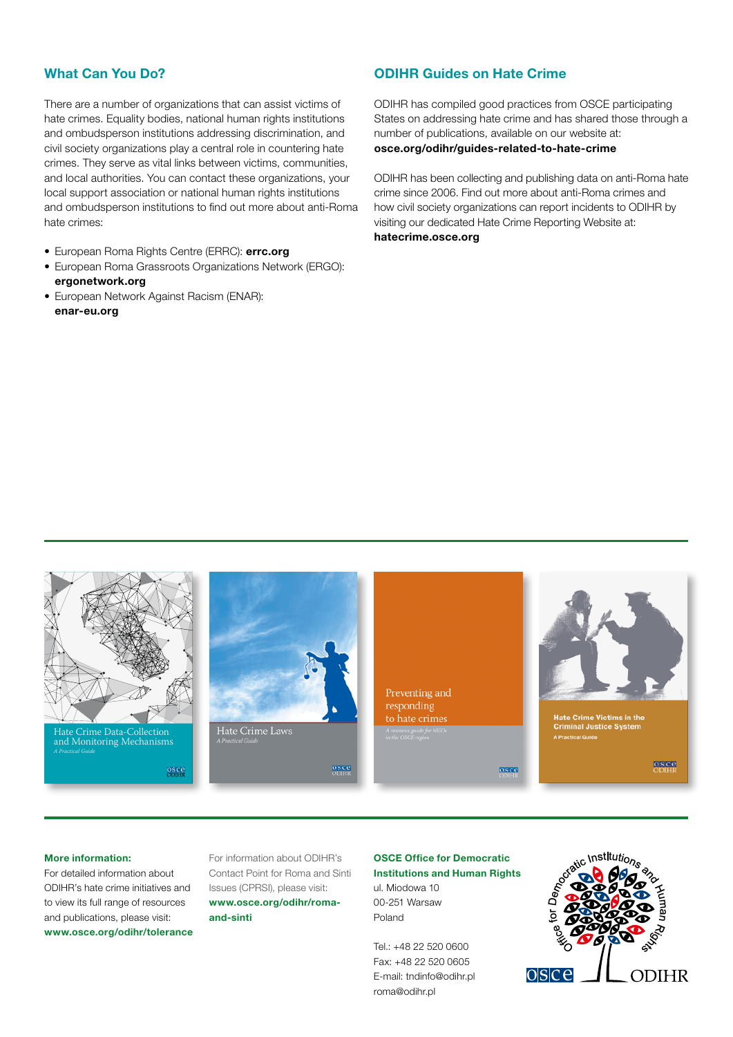## What Can You Do?

There are a number of organizations that can assist victims of hate crimes. Equality bodies, national human rights institutions and ombudsperson institutions addressing discrimination, and civil society organizations play a central role in countering hate crimes. They serve as vital links between victims, communities, and local authorities. You can contact these organizations, your local support association or national human rights institutions and ombudsperson institutions to find out more about anti-Roma hate crimes:

- European Roma Rights Centre (ERRC): **errc.org**
- European Roma Grassroots Organizations Network (ERGO): **ergonetwork.org**
- European Network Against Racism (ENAR): **enar-eu.org**

## ODIHR Guides on Hate Crime

ODIHR has compiled good practices from OSCE participating States on addressing hate crime and has shared those through a number of publications, available on our website at: **osce.org/odihr/guides-related-to-hate-crime**

ODIHR has been collecting and publishing data on anti-Roma hate crime since 2006. Find out more about anti-Roma crimes and how civil society organizations can report incidents to ODIHR by visiting our dedicated Hate Crime Reporting Website at: **hatecrime.osce.org**

Hate Crime Data-Collection and Monitoring Mechanisms
*A Practical Guide*

Hate Crime Laws
*A Practical Guide*

Preventing and responding to hate crimes
*A resource guide for NGOs in the OSCE region*

Hate Crime Victims in the Criminal Justice System
*A Practical Guide*

**More information:**
For detailed information about ODIHR's hate crime initiatives and to view its full range of resources and publications, please visit: **www.osce.org/odihr/tolerance**

For information about ODIHR's Contact Point for Roma and Sinti Issues (CPRSI), please visit: **www.osce.org/odihr/roma-and-sinti**

**OSCE Office for Democratic Institutions and Human Rights**
ul. Miodowa 10
00-251 Warsaw
Poland

Tel.: +48 22 520 0600
Fax: +48 22 520 0605
E-mail: tndinfo@odihr.pl
roma@odihr.pl